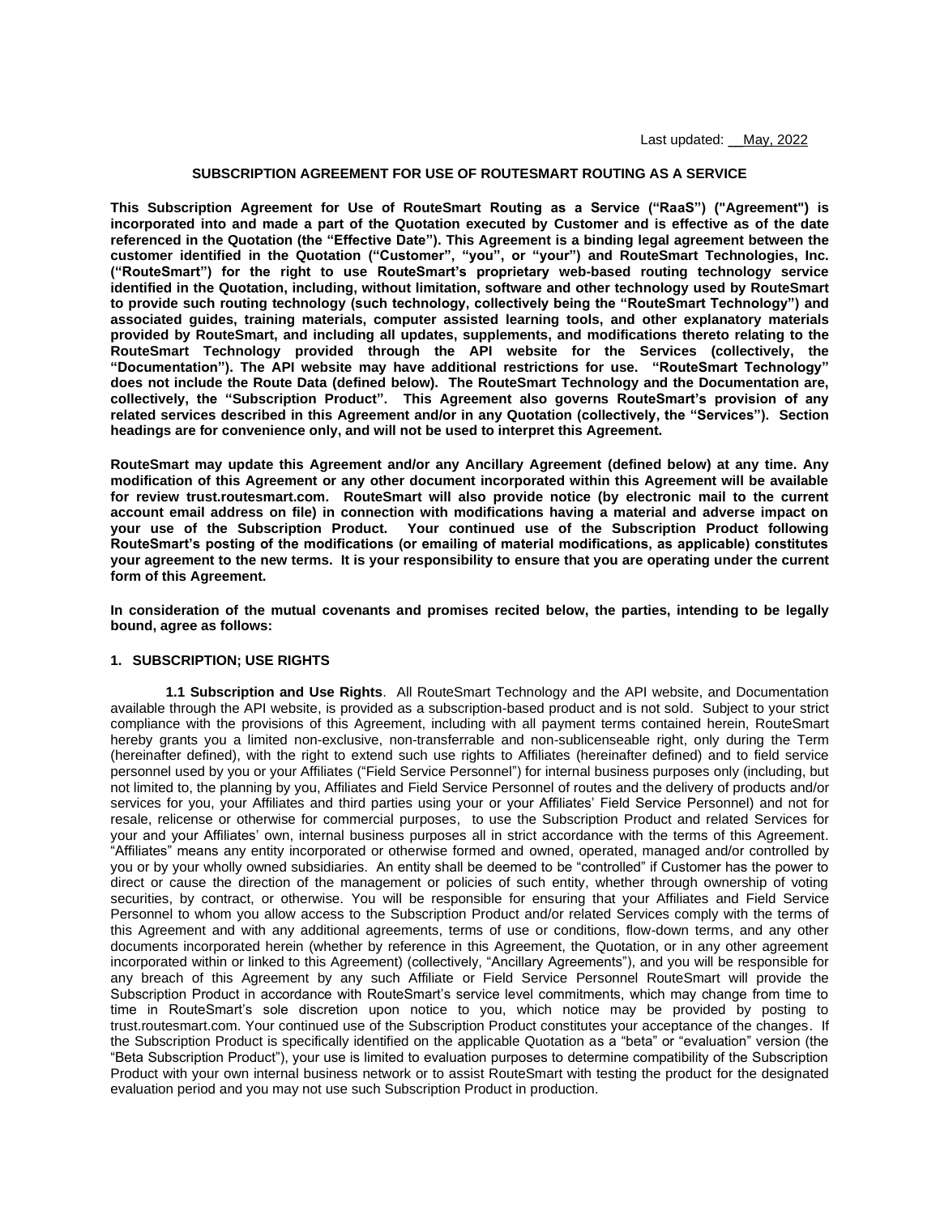Last updated: __May, 2022

## SUBSCRIPTION AGREEMENT FOR USE OF ROUTESMART ROUTING AS A SERVICE

**This Subscription Agreement for Use of RouteSmart Routing as a Service ("RaaS") ("Agreement") is incorporated into and made a part of the Quotation executed by Customer and is effective as of the date referenced in the Quotation (the "Effective Date"). This Agreement is a binding legal agreement between the customer identified in the Quotation ("Customer", "you", or "your") and RouteSmart Technologies, Inc. ("RouteSmart") for the right to use RouteSmart's proprietary web-based routing technology service identified in the Quotation, including, without limitation, software and other technology used by RouteSmart to provide such routing technology (such technology, collectively being the "RouteSmart Technology") and associated guides, training materials, computer assisted learning tools, and other explanatory materials provided by RouteSmart, and including all updates, supplements, and modifications thereto relating to the RouteSmart Technology provided through the API website for the Services (collectively, the "Documentation"). The API website may have additional restrictions for use. "RouteSmart Technology" does not include the Route Data (defined below). The RouteSmart Technology and the Documentation are, collectively, the "Subscription Product". This Agreement also governs RouteSmart's provision of any related services described in this Agreement and/or in any Quotation (collectively, the "Services"). Section headings are for convenience only, and will not be used to interpret this Agreement.**

**RouteSmart may update this Agreement and/or any Ancillary Agreement (defined below) at any time. Any modification of this Agreement or any other document incorporated within this Agreement will be available for review trust.routesmart.com. RouteSmart will also provide notice (by electronic mail to the current account email address on file) in connection with modifications having a material and adverse impact on your use of the Subscription Product. Your continued use of the Subscription Product following RouteSmart's posting of the modifications (or emailing of material modifications, as applicable) constitutes your agreement to the new terms. It is your responsibility to ensure that you are operating under the current form of this Agreement.**

**In consideration of the mutual covenants and promises recited below, the parties, intending to be legally bound, agree as follows:**

### 1. SUBSCRIPTION; USE RIGHTS

**1.1 Subscription and Use Rights**. All RouteSmart Technology and the API website, and Documentation available through the API website, is provided as a subscription-based product and is not sold. Subject to your strict compliance with the provisions of this Agreement, including with all payment terms contained herein, RouteSmart hereby grants you a limited non-exclusive, non-transferrable and non-sublicenseable right, only during the Term (hereinafter defined), with the right to extend such use rights to Affiliates (hereinafter defined) and to field service personnel used by you or your Affiliates ("Field Service Personnel") for internal business purposes only (including, but not limited to, the planning by you, Affiliates and Field Service Personnel of routes and the delivery of products and/or services for you, your Affiliates and third parties using your or your Affiliates' Field Service Personnel) and not for resale, relicense or otherwise for commercial purposes, to use the Subscription Product and related Services for your and your Affiliates' own, internal business purposes all in strict accordance with the terms of this Agreement. "Affiliates" means any entity incorporated or otherwise formed and owned, operated, managed and/or controlled by you or by your wholly owned subsidiaries. An entity shall be deemed to be "controlled" if Customer has the power to direct or cause the direction of the management or policies of such entity, whether through ownership of voting securities, by contract, or otherwise. You will be responsible for ensuring that your Affiliates and Field Service Personnel to whom you allow access to the Subscription Product and/or related Services comply with the terms of this Agreement and with any additional agreements, terms of use or conditions, flow-down terms, and any other documents incorporated herein (whether by reference in this Agreement, the Quotation, or in any other agreement incorporated within or linked to this Agreement) (collectively, "Ancillary Agreements"), and you will be responsible for any breach of this Agreement by any such Affiliate or Field Service Personnel RouteSmart will provide the Subscription Product in accordance with RouteSmart's service level commitments, which may change from time to time in RouteSmart's sole discretion upon notice to you, which notice may be provided by posting to trust.routesmart.com. Your continued use of the Subscription Product constitutes your acceptance of the changes. If the Subscription Product is specifically identified on the applicable Quotation as a "beta" or "evaluation" version (the "Beta Subscription Product"), your use is limited to evaluation purposes to determine compatibility of the Subscription Product with your own internal business network or to assist RouteSmart with testing the product for the designated evaluation period and you may not use such Subscription Product in production.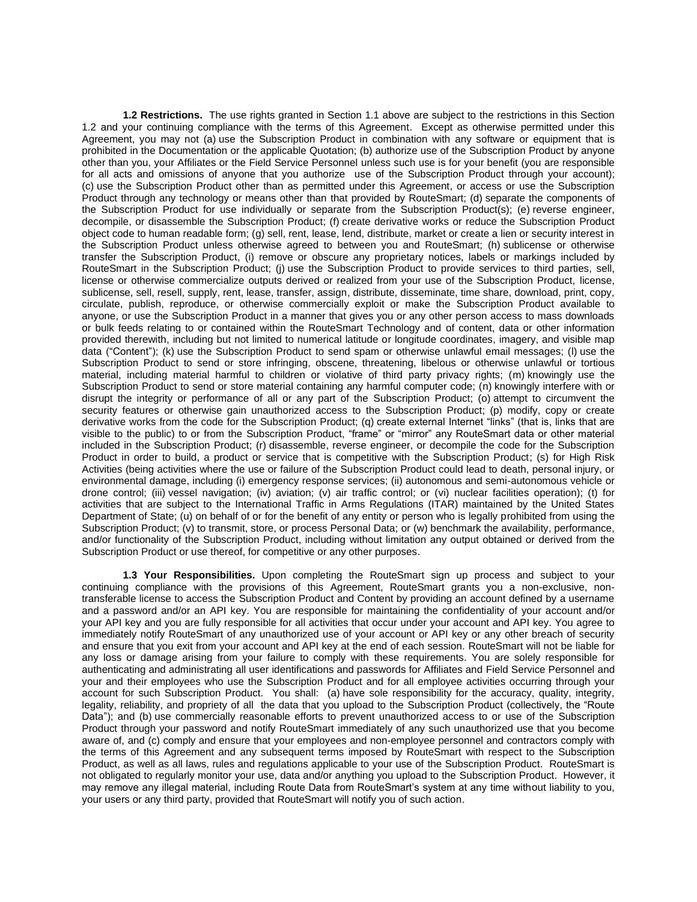**1.2 Restrictions.** The use rights granted in Section 1.1 above are subject to the restrictions in this Section 1.2 and your continuing compliance with the terms of this Agreement. Except as otherwise permitted under this Agreement, you may not (a) use the Subscription Product in combination with any software or equipment that is prohibited in the Documentation or the applicable Quotation; (b) authorize use of the Subscription Product by anyone other than you, your Affiliates or the Field Service Personnel unless such use is for your benefit (you are responsible for all acts and omissions of anyone that you authorize use of the Subscription Product through your account); (c) use the Subscription Product other than as permitted under this Agreement, or access or use the Subscription Product through any technology or means other than that provided by RouteSmart; (d) separate the components of the Subscription Product for use individually or separate from the Subscription Product(s); (e) reverse engineer, decompile, or disassemble the Subscription Product; (f) create derivative works or reduce the Subscription Product object code to human readable form; (g) sell, rent, lease, lend, distribute, market or create a lien or security interest in the Subscription Product unless otherwise agreed to between you and RouteSmart; (h) sublicense or otherwise transfer the Subscription Product, (i) remove or obscure any proprietary notices, labels or markings included by RouteSmart in the Subscription Product; (j) use the Subscription Product to provide services to third parties, sell, license or otherwise commercialize outputs derived or realized from your use of the Subscription Product, license, sublicense, sell, resell, supply, rent, lease, transfer, assign, distribute, disseminate, time share, download, print, copy, circulate, publish, reproduce, or otherwise commercially exploit or make the Subscription Product available to anyone, or use the Subscription Product in a manner that gives you or any other person access to mass downloads or bulk feeds relating to or contained within the RouteSmart Technology and of content, data or other information provided therewith, including but not limited to numerical latitude or longitude coordinates, imagery, and visible map data ("Content"); (k) use the Subscription Product to send spam or otherwise unlawful email messages; (l) use the Subscription Product to send or store infringing, obscene, threatening, libelous or otherwise unlawful or tortious material, including material harmful to children or violative of third party privacy rights; (m) knowingly use the Subscription Product to send or store material containing any harmful computer code; (n) knowingly interfere with or disrupt the integrity or performance of all or any part of the Subscription Product; (o) attempt to circumvent the security features or otherwise gain unauthorized access to the Subscription Product; (p) modify, copy or create derivative works from the code for the Subscription Product; (q) create external Internet "links" (that is, links that are visible to the public) to or from the Subscription Product, "frame" or "mirror" any RouteSmart data or other material included in the Subscription Product; (r) disassemble, reverse engineer, or decompile the code for the Subscription Product in order to build, a product or service that is competitive with the Subscription Product; (s) for High Risk Activities (being activities where the use or failure of the Subscription Product could lead to death, personal injury, or environmental damage, including (i) emergency response services; (ii) autonomous and semi-autonomous vehicle or drone control; (iii) vessel navigation; (iv) aviation; (v) air traffic control; or (vi) nuclear facilities operation); (t) for activities that are subject to the International Traffic in Arms Regulations (ITAR) maintained by the United States Department of State; (u) on behalf of or for the benefit of any entity or person who is legally prohibited from using the Subscription Product; (v) to transmit, store, or process Personal Data; or (w) benchmark the availability, performance, and/or functionality of the Subscription Product, including without limitation any output obtained or derived from the Subscription Product or use thereof, for competitive or any other purposes.

**1.3 Your Responsibilities.** Upon completing the RouteSmart sign up process and subject to your continuing compliance with the provisions of this Agreement, RouteSmart grants you a non-exclusive, non-transferable license to access the Subscription Product and Content by providing an account defined by a username and a password and/or an API key. You are responsible for maintaining the confidentiality of your account and/or your API key and you are fully responsible for all activities that occur under your account and API key. You agree to immediately notify RouteSmart of any unauthorized use of your account or API key or any other breach of security and ensure that you exit from your account and API key at the end of each session. RouteSmart will not be liable for any loss or damage arising from your failure to comply with these requirements. You are solely responsible for authenticating and administrating all user identifications and passwords for Affiliates and Field Service Personnel and your and their employees who use the Subscription Product and for all employee activities occurring through your account for such Subscription Product. You shall: (a) have sole responsibility for the accuracy, quality, integrity, legality, reliability, and propriety of all the data that you upload to the Subscription Product (collectively, the "Route Data"); and (b) use commercially reasonable efforts to prevent unauthorized access to or use of the Subscription Product through your password and notify RouteSmart immediately of any such unauthorized use that you become aware of, and (c) comply and ensure that your employees and non-employee personnel and contractors comply with the terms of this Agreement and any subsequent terms imposed by RouteSmart with respect to the Subscription Product, as well as all laws, rules and regulations applicable to your use of the Subscription Product. RouteSmart is not obligated to regularly monitor your use, data and/or anything you upload to the Subscription Product. However, it may remove any illegal material, including Route Data from RouteSmart's system at any time without liability to you, your users or any third party, provided that RouteSmart will notify you of such action.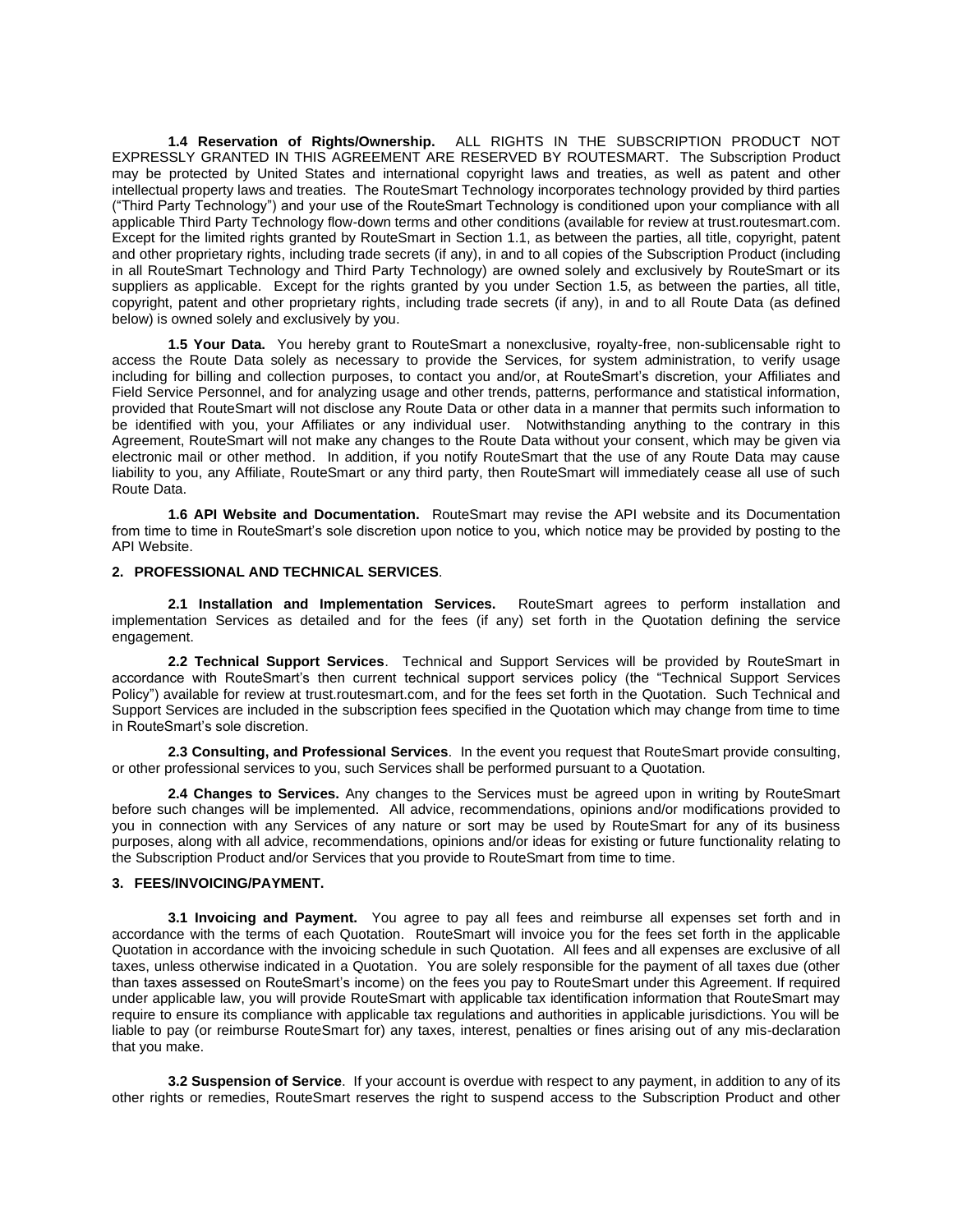**1.4 Reservation of Rights/Ownership.** ALL RIGHTS IN THE SUBSCRIPTION PRODUCT NOT EXPRESSLY GRANTED IN THIS AGREEMENT ARE RESERVED BY ROUTESMART. The Subscription Product may be protected by United States and international copyright laws and treaties, as well as patent and other intellectual property laws and treaties. The RouteSmart Technology incorporates technology provided by third parties ("Third Party Technology") and your use of the RouteSmart Technology is conditioned upon your compliance with all applicable Third Party Technology flow-down terms and other conditions (available for review at trust.routesmart.com. Except for the limited rights granted by RouteSmart in Section 1.1, as between the parties, all title, copyright, patent and other proprietary rights, including trade secrets (if any), in and to all copies of the Subscription Product (including in all RouteSmart Technology and Third Party Technology) are owned solely and exclusively by RouteSmart or its suppliers as applicable. Except for the rights granted by you under Section 1.5, as between the parties, all title, copyright, patent and other proprietary rights, including trade secrets (if any), in and to all Route Data (as defined below) is owned solely and exclusively by you.

**1.5 Your Data.** You hereby grant to RouteSmart a nonexclusive, royalty-free, non-sublicensable right to access the Route Data solely as necessary to provide the Services, for system administration, to verify usage including for billing and collection purposes, to contact you and/or, at RouteSmart's discretion, your Affiliates and Field Service Personnel, and for analyzing usage and other trends, patterns, performance and statistical information, provided that RouteSmart will not disclose any Route Data or other data in a manner that permits such information to be identified with you, your Affiliates or any individual user. Notwithstanding anything to the contrary in this Agreement, RouteSmart will not make any changes to the Route Data without your consent, which may be given via electronic mail or other method. In addition, if you notify RouteSmart that the use of any Route Data may cause liability to you, any Affiliate, RouteSmart or any third party, then RouteSmart will immediately cease all use of such Route Data.

**1.6 API Website and Documentation.** RouteSmart may revise the API website and its Documentation from time to time in RouteSmart's sole discretion upon notice to you, which notice may be provided by posting to the API Website.

## 2. PROFESSIONAL AND TECHNICAL SERVICES.

**2.1 Installation and Implementation Services.** RouteSmart agrees to perform installation and implementation Services as detailed and for the fees (if any) set forth in the Quotation defining the service engagement.

**2.2 Technical Support Services**. Technical and Support Services will be provided by RouteSmart in accordance with RouteSmart's then current technical support services policy (the "Technical Support Services Policy") available for review at trust.routesmart.com, and for the fees set forth in the Quotation. Such Technical and Support Services are included in the subscription fees specified in the Quotation which may change from time to time in RouteSmart's sole discretion.

**2.3 Consulting, and Professional Services**. In the event you request that RouteSmart provide consulting, or other professional services to you, such Services shall be performed pursuant to a Quotation.

**2.4 Changes to Services.** Any changes to the Services must be agreed upon in writing by RouteSmart before such changes will be implemented. All advice, recommendations, opinions and/or modifications provided to you in connection with any Services of any nature or sort may be used by RouteSmart for any of its business purposes, along with all advice, recommendations, opinions and/or ideas for existing or future functionality relating to the Subscription Product and/or Services that you provide to RouteSmart from time to time.

## 3. FEES/INVOICING/PAYMENT.

**3.1 Invoicing and Payment.** You agree to pay all fees and reimburse all expenses set forth and in accordance with the terms of each Quotation. RouteSmart will invoice you for the fees set forth in the applicable Quotation in accordance with the invoicing schedule in such Quotation. All fees and all expenses are exclusive of all taxes, unless otherwise indicated in a Quotation. You are solely responsible for the payment of all taxes due (other than taxes assessed on RouteSmart's income) on the fees you pay to RouteSmart under this Agreement. If required under applicable law, you will provide RouteSmart with applicable tax identification information that RouteSmart may require to ensure its compliance with applicable tax regulations and authorities in applicable jurisdictions. You will be liable to pay (or reimburse RouteSmart for) any taxes, interest, penalties or fines arising out of any mis-declaration that you make.

**3.2 Suspension of Service**. If your account is overdue with respect to any payment, in addition to any of its other rights or remedies, RouteSmart reserves the right to suspend access to the Subscription Product and other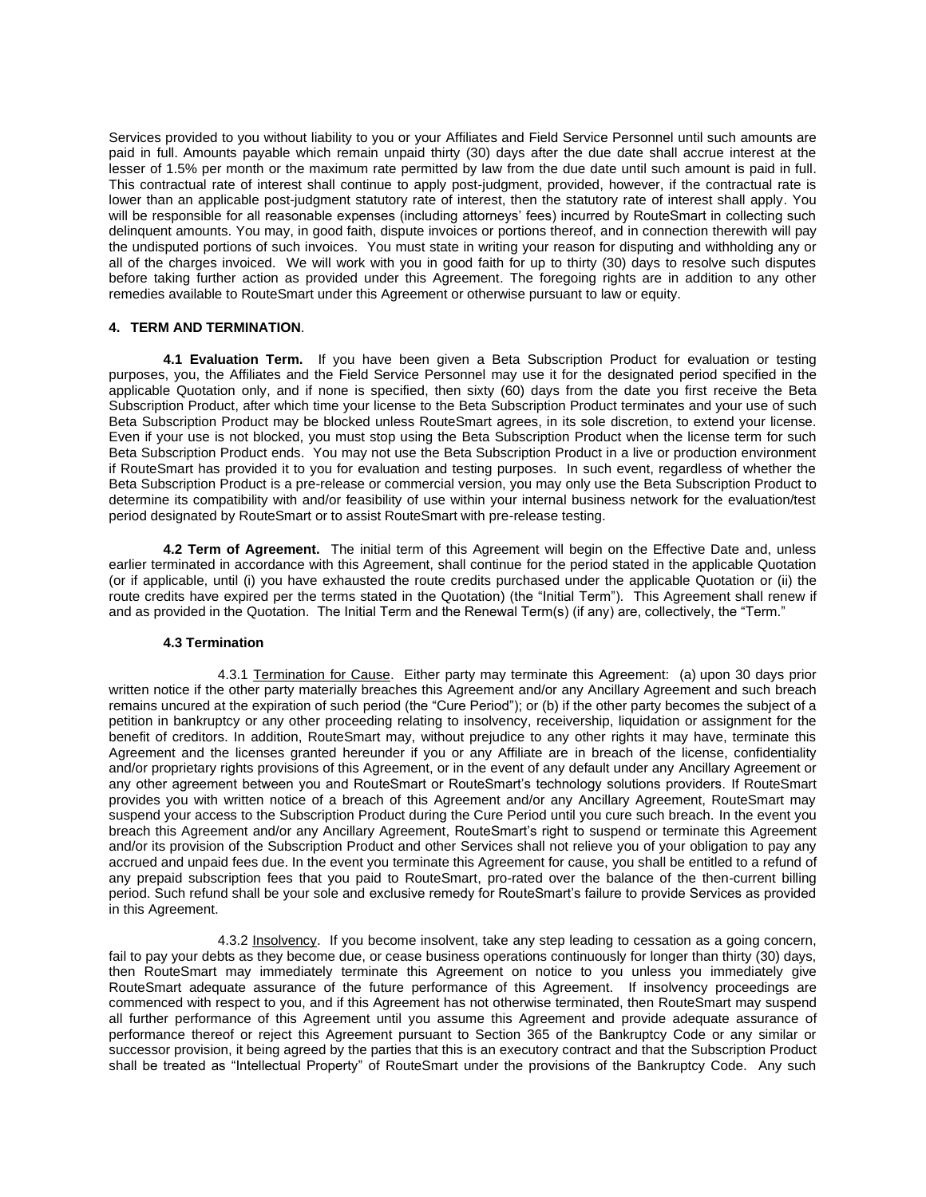Services provided to you without liability to you or your Affiliates and Field Service Personnel until such amounts are paid in full. Amounts payable which remain unpaid thirty (30) days after the due date shall accrue interest at the lesser of 1.5% per month or the maximum rate permitted by law from the due date until such amount is paid in full. This contractual rate of interest shall continue to apply post-judgment, provided, however, if the contractual rate is lower than an applicable post-judgment statutory rate of interest, then the statutory rate of interest shall apply. You will be responsible for all reasonable expenses (including attorneys' fees) incurred by RouteSmart in collecting such delinquent amounts. You may, in good faith, dispute invoices or portions thereof, and in connection therewith will pay the undisputed portions of such invoices. You must state in writing your reason for disputing and withholding any or all of the charges invoiced. We will work with you in good faith for up to thirty (30) days to resolve such disputes before taking further action as provided under this Agreement. The foregoing rights are in addition to any other remedies available to RouteSmart under this Agreement or otherwise pursuant to law or equity.

**4. TERM AND TERMINATION**.

**4.1 Evaluation Term.** If you have been given a Beta Subscription Product for evaluation or testing purposes, you, the Affiliates and the Field Service Personnel may use it for the designated period specified in the applicable Quotation only, and if none is specified, then sixty (60) days from the date you first receive the Beta Subscription Product, after which time your license to the Beta Subscription Product terminates and your use of such Beta Subscription Product may be blocked unless RouteSmart agrees, in its sole discretion, to extend your license. Even if your use is not blocked, you must stop using the Beta Subscription Product when the license term for such Beta Subscription Product ends. You may not use the Beta Subscription Product in a live or production environment if RouteSmart has provided it to you for evaluation and testing purposes. In such event, regardless of whether the Beta Subscription Product is a pre-release or commercial version, you may only use the Beta Subscription Product to determine its compatibility with and/or feasibility of use within your internal business network for the evaluation/test period designated by RouteSmart or to assist RouteSmart with pre-release testing.

**4.2 Term of Agreement.** The initial term of this Agreement will begin on the Effective Date and, unless earlier terminated in accordance with this Agreement, shall continue for the period stated in the applicable Quotation (or if applicable, until (i) you have exhausted the route credits purchased under the applicable Quotation or (ii) the route credits have expired per the terms stated in the Quotation) (the "Initial Term"). This Agreement shall renew if and as provided in the Quotation. The Initial Term and the Renewal Term(s) (if any) are, collectively, the "Term."

**4.3 Termination**

4.3.1 Termination for Cause. Either party may terminate this Agreement: (a) upon 30 days prior written notice if the other party materially breaches this Agreement and/or any Ancillary Agreement and such breach remains uncured at the expiration of such period (the "Cure Period"); or (b) if the other party becomes the subject of a petition in bankruptcy or any other proceeding relating to insolvency, receivership, liquidation or assignment for the benefit of creditors. In addition, RouteSmart may, without prejudice to any other rights it may have, terminate this Agreement and the licenses granted hereunder if you or any Affiliate are in breach of the license, confidentiality and/or proprietary rights provisions of this Agreement, or in the event of any default under any Ancillary Agreement or any other agreement between you and RouteSmart or RouteSmart's technology solutions providers. If RouteSmart provides you with written notice of a breach of this Agreement and/or any Ancillary Agreement, RouteSmart may suspend your access to the Subscription Product during the Cure Period until you cure such breach. In the event you breach this Agreement and/or any Ancillary Agreement, RouteSmart's right to suspend or terminate this Agreement and/or its provision of the Subscription Product and other Services shall not relieve you of your obligation to pay any accrued and unpaid fees due. In the event you terminate this Agreement for cause, you shall be entitled to a refund of any prepaid subscription fees that you paid to RouteSmart, pro-rated over the balance of the then-current billing period. Such refund shall be your sole and exclusive remedy for RouteSmart's failure to provide Services as provided in this Agreement.

4.3.2 Insolvency. If you become insolvent, take any step leading to cessation as a going concern, fail to pay your debts as they become due, or cease business operations continuously for longer than thirty (30) days, then RouteSmart may immediately terminate this Agreement on notice to you unless you immediately give RouteSmart adequate assurance of the future performance of this Agreement. If insolvency proceedings are commenced with respect to you, and if this Agreement has not otherwise terminated, then RouteSmart may suspend all further performance of this Agreement until you assume this Agreement and provide adequate assurance of performance thereof or reject this Agreement pursuant to Section 365 of the Bankruptcy Code or any similar or successor provision, it being agreed by the parties that this is an executory contract and that the Subscription Product shall be treated as "Intellectual Property" of RouteSmart under the provisions of the Bankruptcy Code. Any such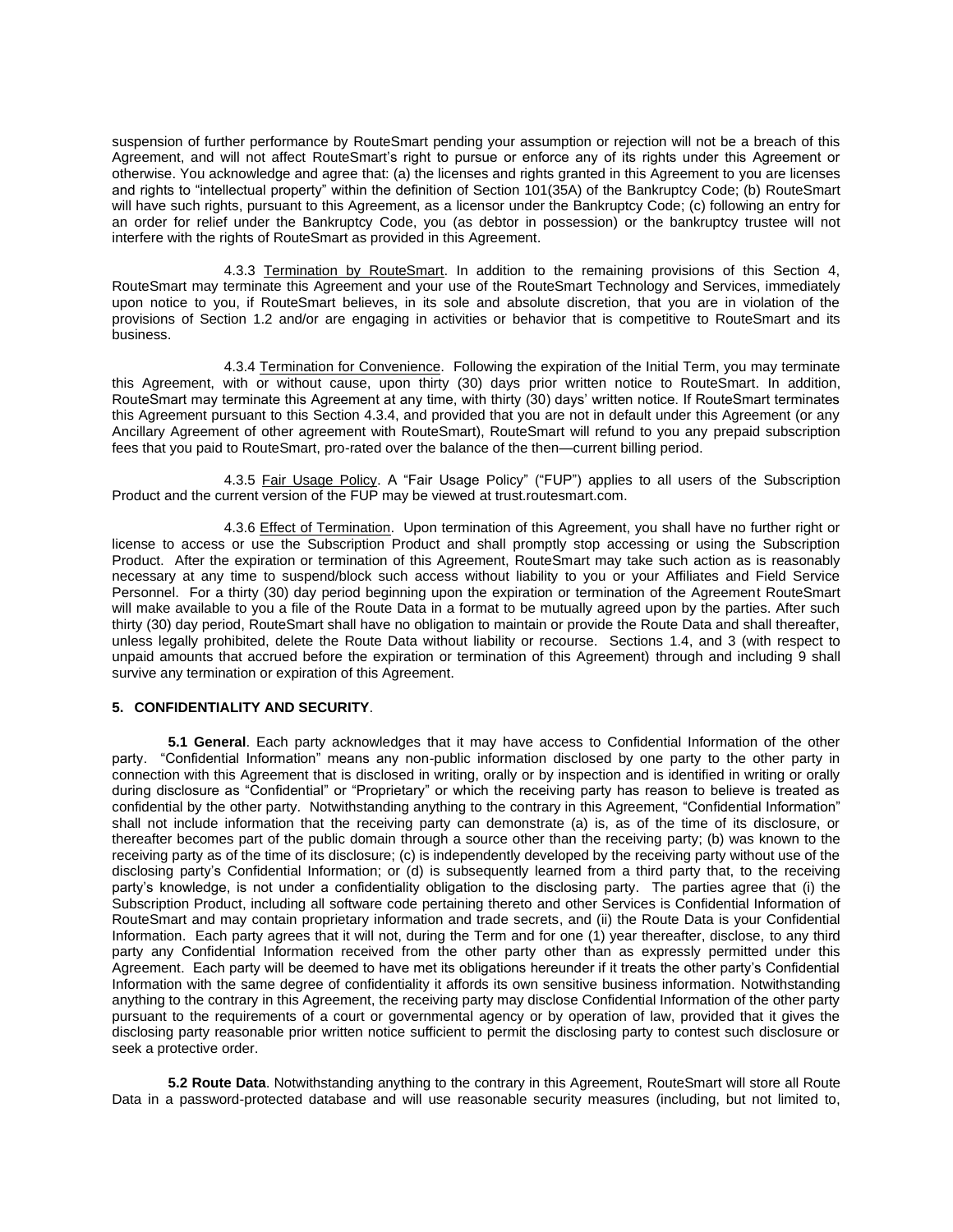suspension of further performance by RouteSmart pending your assumption or rejection will not be a breach of this Agreement, and will not affect RouteSmart's right to pursue or enforce any of its rights under this Agreement or otherwise. You acknowledge and agree that: (a) the licenses and rights granted in this Agreement to you are licenses and rights to "intellectual property" within the definition of Section 101(35A) of the Bankruptcy Code; (b) RouteSmart will have such rights, pursuant to this Agreement, as a licensor under the Bankruptcy Code; (c) following an entry for an order for relief under the Bankruptcy Code, you (as debtor in possession) or the bankruptcy trustee will not interfere with the rights of RouteSmart as provided in this Agreement.

4.3.3 Termination by RouteSmart. In addition to the remaining provisions of this Section 4, RouteSmart may terminate this Agreement and your use of the RouteSmart Technology and Services, immediately upon notice to you, if RouteSmart believes, in its sole and absolute discretion, that you are in violation of the provisions of Section 1.2 and/or are engaging in activities or behavior that is competitive to RouteSmart and its business.

4.3.4 Termination for Convenience. Following the expiration of the Initial Term, you may terminate this Agreement, with or without cause, upon thirty (30) days prior written notice to RouteSmart. In addition, RouteSmart may terminate this Agreement at any time, with thirty (30) days' written notice. If RouteSmart terminates this Agreement pursuant to this Section 4.3.4, and provided that you are not in default under this Agreement (or any Ancillary Agreement of other agreement with RouteSmart), RouteSmart will refund to you any prepaid subscription fees that you paid to RouteSmart, pro-rated over the balance of the then—current billing period.

4.3.5 Fair Usage Policy. A "Fair Usage Policy" ("FUP") applies to all users of the Subscription Product and the current version of the FUP may be viewed at trust.routesmart.com.

4.3.6 Effect of Termination. Upon termination of this Agreement, you shall have no further right or license to access or use the Subscription Product and shall promptly stop accessing or using the Subscription Product. After the expiration or termination of this Agreement, RouteSmart may take such action as is reasonably necessary at any time to suspend/block such access without liability to you or your Affiliates and Field Service Personnel. For a thirty (30) day period beginning upon the expiration or termination of the Agreement RouteSmart will make available to you a file of the Route Data in a format to be mutually agreed upon by the parties. After such thirty (30) day period, RouteSmart shall have no obligation to maintain or provide the Route Data and shall thereafter, unless legally prohibited, delete the Route Data without liability or recourse. Sections 1.4, and 3 (with respect to unpaid amounts that accrued before the expiration or termination of this Agreement) through and including 9 shall survive any termination or expiration of this Agreement.

## 5. CONFIDENTIALITY AND SECURITY.

**5.1 General**. Each party acknowledges that it may have access to Confidential Information of the other party. "Confidential Information" means any non-public information disclosed by one party to the other party in connection with this Agreement that is disclosed in writing, orally or by inspection and is identified in writing or orally during disclosure as "Confidential" or "Proprietary" or which the receiving party has reason to believe is treated as confidential by the other party. Notwithstanding anything to the contrary in this Agreement, "Confidential Information" shall not include information that the receiving party can demonstrate (a) is, as of the time of its disclosure, or thereafter becomes part of the public domain through a source other than the receiving party; (b) was known to the receiving party as of the time of its disclosure; (c) is independently developed by the receiving party without use of the disclosing party's Confidential Information; or (d) is subsequently learned from a third party that, to the receiving party's knowledge, is not under a confidentiality obligation to the disclosing party. The parties agree that (i) the Subscription Product, including all software code pertaining thereto and other Services is Confidential Information of RouteSmart and may contain proprietary information and trade secrets, and (ii) the Route Data is your Confidential Information. Each party agrees that it will not, during the Term and for one (1) year thereafter, disclose, to any third party any Confidential Information received from the other party other than as expressly permitted under this Agreement. Each party will be deemed to have met its obligations hereunder if it treats the other party's Confidential Information with the same degree of confidentiality it affords its own sensitive business information. Notwithstanding anything to the contrary in this Agreement, the receiving party may disclose Confidential Information of the other party pursuant to the requirements of a court or governmental agency or by operation of law, provided that it gives the disclosing party reasonable prior written notice sufficient to permit the disclosing party to contest such disclosure or seek a protective order.

**5.2 Route Data**. Notwithstanding anything to the contrary in this Agreement, RouteSmart will store all Route Data in a password-protected database and will use reasonable security measures (including, but not limited to,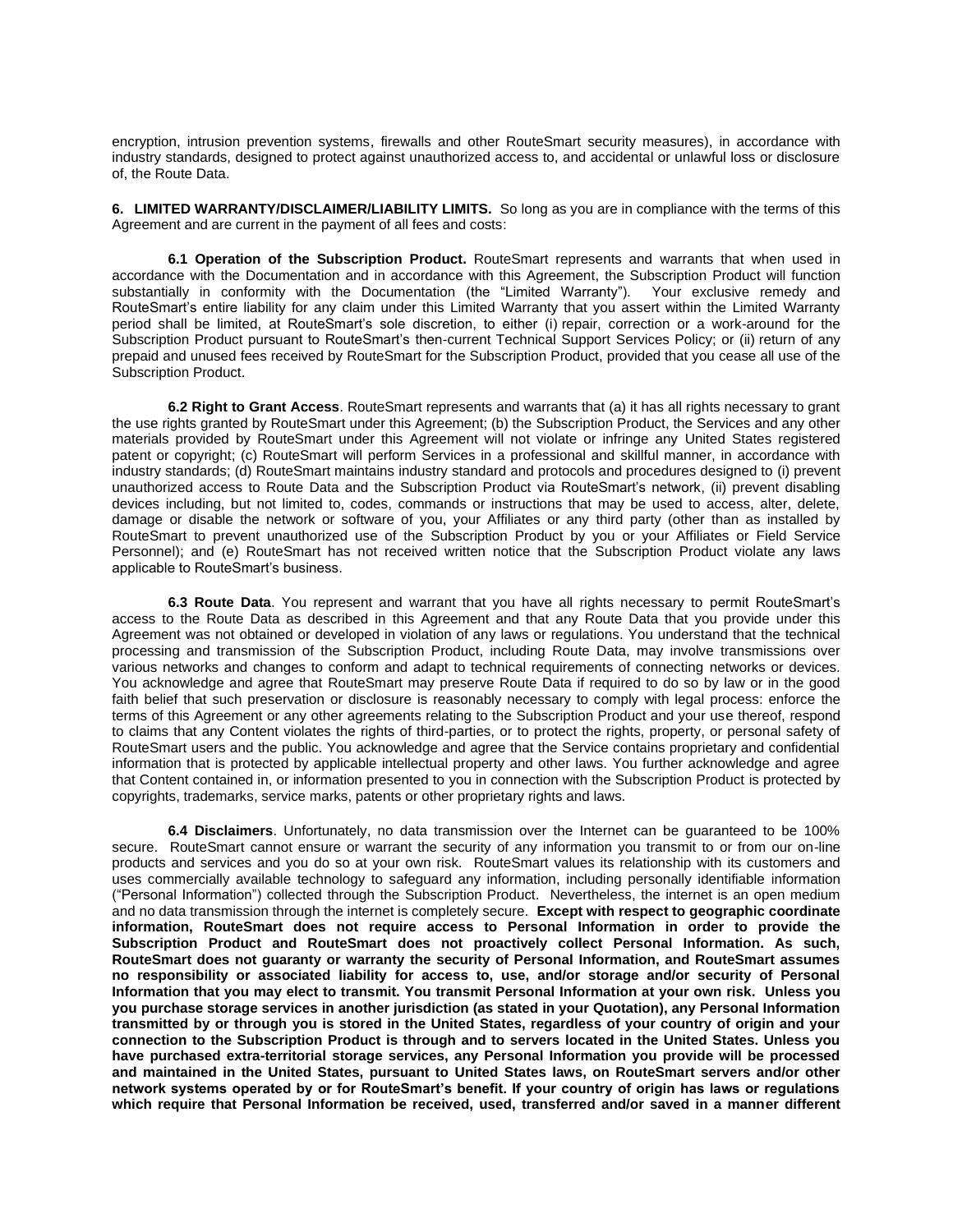encryption, intrusion prevention systems, firewalls and other RouteSmart security measures), in accordance with industry standards, designed to protect against unauthorized access to, and accidental or unlawful loss or disclosure of, the Route Data.

**6. LIMITED WARRANTY/DISCLAIMER/LIABILITY LIMITS.** So long as you are in compliance with the terms of this Agreement and are current in the payment of all fees and costs:

**6.1 Operation of the Subscription Product.** RouteSmart represents and warrants that when used in accordance with the Documentation and in accordance with this Agreement, the Subscription Product will function substantially in conformity with the Documentation (the "Limited Warranty"). Your exclusive remedy and RouteSmart's entire liability for any claim under this Limited Warranty that you assert within the Limited Warranty period shall be limited, at RouteSmart's sole discretion, to either (i) repair, correction or a work-around for the Subscription Product pursuant to RouteSmart's then-current Technical Support Services Policy; or (ii) return of any prepaid and unused fees received by RouteSmart for the Subscription Product, provided that you cease all use of the Subscription Product.

**6.2 Right to Grant Access**. RouteSmart represents and warrants that (a) it has all rights necessary to grant the use rights granted by RouteSmart under this Agreement; (b) the Subscription Product, the Services and any other materials provided by RouteSmart under this Agreement will not violate or infringe any United States registered patent or copyright; (c) RouteSmart will perform Services in a professional and skillful manner, in accordance with industry standards; (d) RouteSmart maintains industry standard and protocols and procedures designed to (i) prevent unauthorized access to Route Data and the Subscription Product via RouteSmart's network, (ii) prevent disabling devices including, but not limited to, codes, commands or instructions that may be used to access, alter, delete, damage or disable the network or software of you, your Affiliates or any third party (other than as installed by RouteSmart to prevent unauthorized use of the Subscription Product by you or your Affiliates or Field Service Personnel); and (e) RouteSmart has not received written notice that the Subscription Product violate any laws applicable to RouteSmart's business.

**6.3 Route Data**. You represent and warrant that you have all rights necessary to permit RouteSmart's access to the Route Data as described in this Agreement and that any Route Data that you provide under this Agreement was not obtained or developed in violation of any laws or regulations. You understand that the technical processing and transmission of the Subscription Product, including Route Data, may involve transmissions over various networks and changes to conform and adapt to technical requirements of connecting networks or devices. You acknowledge and agree that RouteSmart may preserve Route Data if required to do so by law or in the good faith belief that such preservation or disclosure is reasonably necessary to comply with legal process: enforce the terms of this Agreement or any other agreements relating to the Subscription Product and your use thereof, respond to claims that any Content violates the rights of third-parties, or to protect the rights, property, or personal safety of RouteSmart users and the public. You acknowledge and agree that the Service contains proprietary and confidential information that is protected by applicable intellectual property and other laws. You further acknowledge and agree that Content contained in, or information presented to you in connection with the Subscription Product is protected by copyrights, trademarks, service marks, patents or other proprietary rights and laws.

**6.4 Disclaimers**. Unfortunately, no data transmission over the Internet can be guaranteed to be 100% secure. RouteSmart cannot ensure or warrant the security of any information you transmit to or from our on-line products and services and you do so at your own risk. RouteSmart values its relationship with its customers and uses commercially available technology to safeguard any information, including personally identifiable information ("Personal Information") collected through the Subscription Product. Nevertheless, the internet is an open medium and no data transmission through the internet is completely secure. **Except with respect to geographic coordinate information, RouteSmart does not require access to Personal Information in order to provide the Subscription Product and RouteSmart does not proactively collect Personal Information. As such, RouteSmart does not guaranty or warranty the security of Personal Information, and RouteSmart assumes no responsibility or associated liability for access to, use, and/or storage and/or security of Personal Information that you may elect to transmit. You transmit Personal Information at your own risk. Unless you you purchase storage services in another jurisdiction (as stated in your Quotation), any Personal Information transmitted by or through you is stored in the United States, regardless of your country of origin and your connection to the Subscription Product is through and to servers located in the United States. Unless you have purchased extra-territorial storage services, any Personal Information you provide will be processed and maintained in the United States, pursuant to United States laws, on RouteSmart servers and/or other network systems operated by or for RouteSmart's benefit. If your country of origin has laws or regulations which require that Personal Information be received, used, transferred and/or saved in a manner different**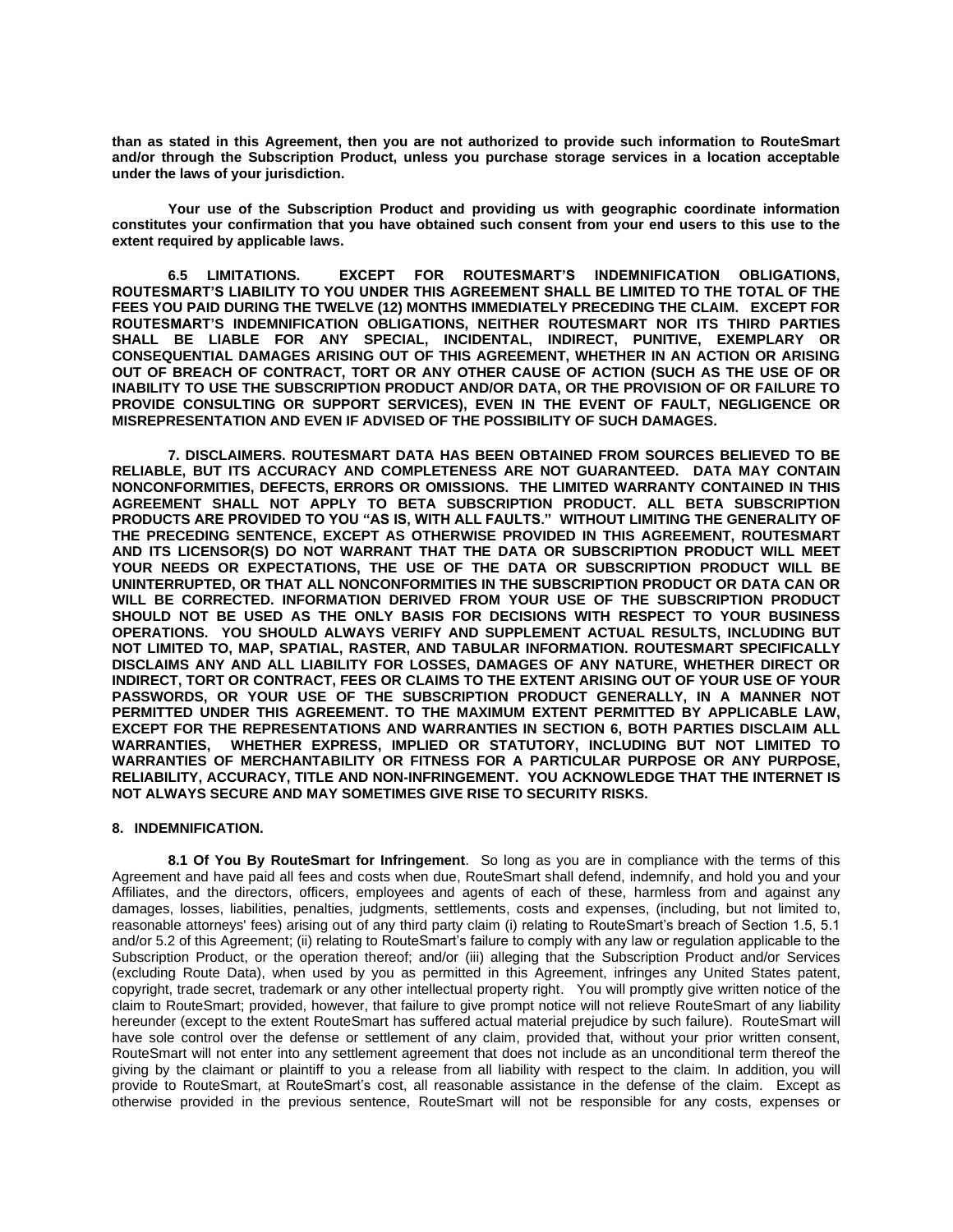**than as stated in this Agreement, then you are not authorized to provide such information to RouteSmart and/or through the Subscription Product, unless you purchase storage services in a location acceptable under the laws of your jurisdiction.**

**Your use of the Subscription Product and providing us with geographic coordinate information constitutes your confirmation that you have obtained such consent from your end users to this use to the extent required by applicable laws.**

**6.5 LIMITATIONS. EXCEPT FOR ROUTESMART'S INDEMNIFICATION OBLIGATIONS, ROUTESMART'S LIABILITY TO YOU UNDER THIS AGREEMENT SHALL BE LIMITED TO THE TOTAL OF THE FEES YOU PAID DURING THE TWELVE (12) MONTHS IMMEDIATELY PRECEDING THE CLAIM. EXCEPT FOR ROUTESMART'S INDEMNIFICATION OBLIGATIONS, NEITHER ROUTESMART NOR ITS THIRD PARTIES SHALL BE LIABLE FOR ANY SPECIAL, INCIDENTAL, INDIRECT, PUNITIVE, EXEMPLARY OR CONSEQUENTIAL DAMAGES ARISING OUT OF THIS AGREEMENT, WHETHER IN AN ACTION OR ARISING OUT OF BREACH OF CONTRACT, TORT OR ANY OTHER CAUSE OF ACTION (SUCH AS THE USE OF OR INABILITY TO USE THE SUBSCRIPTION PRODUCT AND/OR DATA, OR THE PROVISION OF OR FAILURE TO PROVIDE CONSULTING OR SUPPORT SERVICES), EVEN IN THE EVENT OF FAULT, NEGLIGENCE OR MISREPRESENTATION AND EVEN IF ADVISED OF THE POSSIBILITY OF SUCH DAMAGES.**

**7. DISCLAIMERS. ROUTESMART DATA HAS BEEN OBTAINED FROM SOURCES BELIEVED TO BE RELIABLE, BUT ITS ACCURACY AND COMPLETENESS ARE NOT GUARANTEED. DATA MAY CONTAIN NONCONFORMITIES, DEFECTS, ERRORS OR OMISSIONS. THE LIMITED WARRANTY CONTAINED IN THIS AGREEMENT SHALL NOT APPLY TO BETA SUBSCRIPTION PRODUCT. ALL BETA SUBSCRIPTION PRODUCTS ARE PROVIDED TO YOU "AS IS, WITH ALL FAULTS." WITHOUT LIMITING THE GENERALITY OF THE PRECEDING SENTENCE, EXCEPT AS OTHERWISE PROVIDED IN THIS AGREEMENT, ROUTESMART AND ITS LICENSOR(S) DO NOT WARRANT THAT THE DATA OR SUBSCRIPTION PRODUCT WILL MEET YOUR NEEDS OR EXPECTATIONS, THE USE OF THE DATA OR SUBSCRIPTION PRODUCT WILL BE UNINTERRUPTED, OR THAT ALL NONCONFORMITIES IN THE SUBSCRIPTION PRODUCT OR DATA CAN OR WILL BE CORRECTED. INFORMATION DERIVED FROM YOUR USE OF THE SUBSCRIPTION PRODUCT SHOULD NOT BE USED AS THE ONLY BASIS FOR DECISIONS WITH RESPECT TO YOUR BUSINESS OPERATIONS. YOU SHOULD ALWAYS VERIFY AND SUPPLEMENT ACTUAL RESULTS, INCLUDING BUT NOT LIMITED TO, MAP, SPATIAL, RASTER, AND TABULAR INFORMATION. ROUTESMART SPECIFICALLY DISCLAIMS ANY AND ALL LIABILITY FOR LOSSES, DAMAGES OF ANY NATURE, WHETHER DIRECT OR INDIRECT, TORT OR CONTRACT, FEES OR CLAIMS TO THE EXTENT ARISING OUT OF YOUR USE OF YOUR PASSWORDS, OR YOUR USE OF THE SUBSCRIPTION PRODUCT GENERALLY, IN A MANNER NOT PERMITTED UNDER THIS AGREEMENT. TO THE MAXIMUM EXTENT PERMITTED BY APPLICABLE LAW, EXCEPT FOR THE REPRESENTATIONS AND WARRANTIES IN SECTION 6, BOTH PARTIES DISCLAIM ALL WARRANTIES, WHETHER EXPRESS, IMPLIED OR STATUTORY, INCLUDING BUT NOT LIMITED TO WARRANTIES OF MERCHANTABILITY OR FITNESS FOR A PARTICULAR PURPOSE OR ANY PURPOSE, RELIABILITY, ACCURACY, TITLE AND NON-INFRINGEMENT. YOU ACKNOWLEDGE THAT THE INTERNET IS NOT ALWAYS SECURE AND MAY SOMETIMES GIVE RISE TO SECURITY RISKS.**

**8. INDEMNIFICATION.**

**8.1 Of You By RouteSmart for Infringement**. So long as you are in compliance with the terms of this Agreement and have paid all fees and costs when due, RouteSmart shall defend, indemnify, and hold you and your Affiliates, and the directors, officers, employees and agents of each of these, harmless from and against any damages, losses, liabilities, penalties, judgments, settlements, costs and expenses, (including, but not limited to, reasonable attorneys' fees) arising out of any third party claim (i) relating to RouteSmart's breach of Section 1.5, 5.1 and/or 5.2 of this Agreement; (ii) relating to RouteSmart's failure to comply with any law or regulation applicable to the Subscription Product, or the operation thereof; and/or (iii) alleging that the Subscription Product and/or Services (excluding Route Data), when used by you as permitted in this Agreement, infringes any United States patent, copyright, trade secret, trademark or any other intellectual property right. You will promptly give written notice of the claim to RouteSmart; provided, however, that failure to give prompt notice will not relieve RouteSmart of any liability hereunder (except to the extent RouteSmart has suffered actual material prejudice by such failure). RouteSmart will have sole control over the defense or settlement of any claim, provided that, without your prior written consent, RouteSmart will not enter into any settlement agreement that does not include as an unconditional term thereof the giving by the claimant or plaintiff to you a release from all liability with respect to the claim. In addition, you will provide to RouteSmart, at RouteSmart's cost, all reasonable assistance in the defense of the claim. Except as otherwise provided in the previous sentence, RouteSmart will not be responsible for any costs, expenses or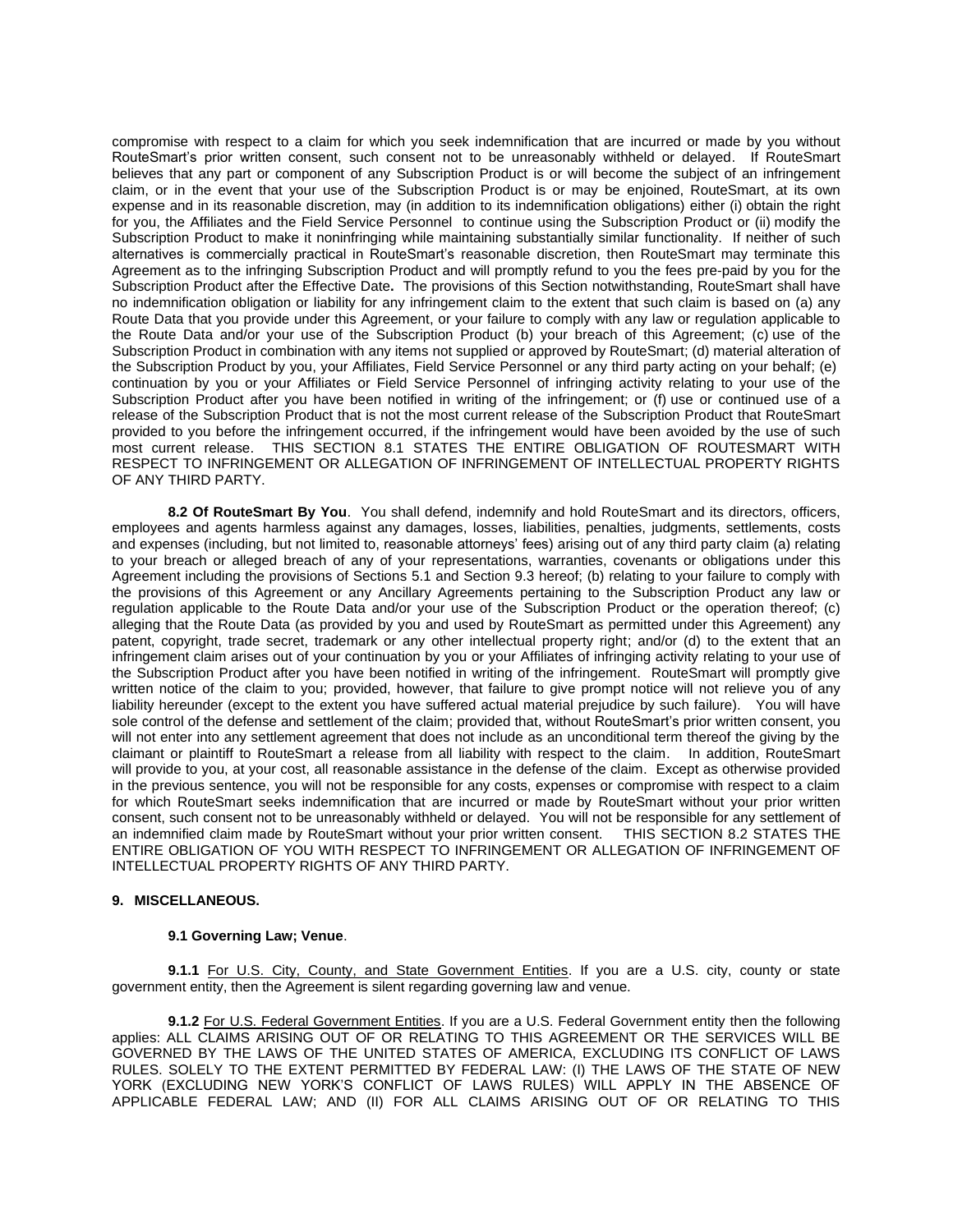compromise with respect to a claim for which you seek indemnification that are incurred or made by you without RouteSmart's prior written consent, such consent not to be unreasonably withheld or delayed. If RouteSmart believes that any part or component of any Subscription Product is or will become the subject of an infringement claim, or in the event that your use of the Subscription Product is or may be enjoined, RouteSmart, at its own expense and in its reasonable discretion, may (in addition to its indemnification obligations) either (i) obtain the right for you, the Affiliates and the Field Service Personnel to continue using the Subscription Product or (ii) modify the Subscription Product to make it noninfringing while maintaining substantially similar functionality. If neither of such alternatives is commercially practical in RouteSmart's reasonable discretion, then RouteSmart may terminate this Agreement as to the infringing Subscription Product and will promptly refund to you the fees pre-paid by you for the Subscription Product after the Effective Date**.** The provisions of this Section notwithstanding, RouteSmart shall have no indemnification obligation or liability for any infringement claim to the extent that such claim is based on (a) any Route Data that you provide under this Agreement, or your failure to comply with any law or regulation applicable to the Route Data and/or your use of the Subscription Product (b) your breach of this Agreement; (c) use of the Subscription Product in combination with any items not supplied or approved by RouteSmart; (d) material alteration of the Subscription Product by you, your Affiliates, Field Service Personnel or any third party acting on your behalf; (e) continuation by you or your Affiliates or Field Service Personnel of infringing activity relating to your use of the Subscription Product after you have been notified in writing of the infringement; or (f) use or continued use of a release of the Subscription Product that is not the most current release of the Subscription Product that RouteSmart provided to you before the infringement occurred, if the infringement would have been avoided by the use of such most current release. THIS SECTION 8.1 STATES THE ENTIRE OBLIGATION OF ROUTESMART WITH RESPECT TO INFRINGEMENT OR ALLEGATION OF INFRINGEMENT OF INTELLECTUAL PROPERTY RIGHTS OF ANY THIRD PARTY.

**8.2 Of RouteSmart By You**. You shall defend, indemnify and hold RouteSmart and its directors, officers, employees and agents harmless against any damages, losses, liabilities, penalties, judgments, settlements, costs and expenses (including, but not limited to, reasonable attorneys' fees) arising out of any third party claim (a) relating to your breach or alleged breach of any of your representations, warranties, covenants or obligations under this Agreement including the provisions of Sections 5.1 and Section 9.3 hereof; (b) relating to your failure to comply with the provisions of this Agreement or any Ancillary Agreements pertaining to the Subscription Product any law or regulation applicable to the Route Data and/or your use of the Subscription Product or the operation thereof; (c) alleging that the Route Data (as provided by you and used by RouteSmart as permitted under this Agreement) any patent, copyright, trade secret, trademark or any other intellectual property right; and/or (d) to the extent that an infringement claim arises out of your continuation by you or your Affiliates of infringing activity relating to your use of the Subscription Product after you have been notified in writing of the infringement. RouteSmart will promptly give written notice of the claim to you; provided, however, that failure to give prompt notice will not relieve you of any liability hereunder (except to the extent you have suffered actual material prejudice by such failure). You will have sole control of the defense and settlement of the claim; provided that, without RouteSmart's prior written consent, you will not enter into any settlement agreement that does not include as an unconditional term thereof the giving by the claimant or plaintiff to RouteSmart a release from all liability with respect to the claim. In addition, RouteSmart will provide to you, at your cost, all reasonable assistance in the defense of the claim. Except as otherwise provided in the previous sentence, you will not be responsible for any costs, expenses or compromise with respect to a claim for which RouteSmart seeks indemnification that are incurred or made by RouteSmart without your prior written consent, such consent not to be unreasonably withheld or delayed. You will not be responsible for any settlement of an indemnified claim made by RouteSmart without your prior written consent. THIS SECTION 8.2 STATES THE ENTIRE OBLIGATION OF YOU WITH RESPECT TO INFRINGEMENT OR ALLEGATION OF INFRINGEMENT OF INTELLECTUAL PROPERTY RIGHTS OF ANY THIRD PARTY.

**9. MISCELLANEOUS.**

**9.1 Governing Law; Venue**.

**9.1.1** For U.S. City, County, and State Government Entities. If you are a U.S. city, county or state government entity, then the Agreement is silent regarding governing law and venue.

**9.1.2** For U.S. Federal Government Entities. If you are a U.S. Federal Government entity then the following applies: ALL CLAIMS ARISING OUT OF OR RELATING TO THIS AGREEMENT OR THE SERVICES WILL BE GOVERNED BY THE LAWS OF THE UNITED STATES OF AMERICA, EXCLUDING ITS CONFLICT OF LAWS RULES. SOLELY TO THE EXTENT PERMITTED BY FEDERAL LAW: (I) THE LAWS OF THE STATE OF NEW YORK (EXCLUDING NEW YORK'S CONFLICT OF LAWS RULES) WILL APPLY IN THE ABSENCE OF APPLICABLE FEDERAL LAW; AND (II) FOR ALL CLAIMS ARISING OUT OF OR RELATING TO THIS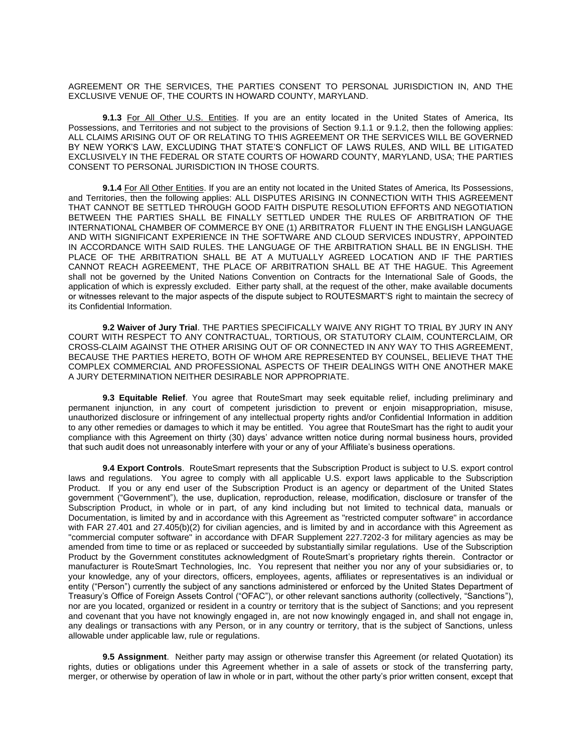AGREEMENT OR THE SERVICES, THE PARTIES CONSENT TO PERSONAL JURISDICTION IN, AND THE EXCLUSIVE VENUE OF, THE COURTS IN HOWARD COUNTY, MARYLAND.

**9.1.3** For All Other U.S. Entities. If you are an entity located in the United States of America, Its Possessions, and Territories and not subject to the provisions of Section 9.1.1 or 9.1.2, then the following applies: ALL CLAIMS ARISING OUT OF OR RELATING TO THIS AGREEMENT OR THE SERVICES WILL BE GOVERNED BY NEW YORK'S LAW, EXCLUDING THAT STATE'S CONFLICT OF LAWS RULES, AND WILL BE LITIGATED EXCLUSIVELY IN THE FEDERAL OR STATE COURTS OF HOWARD COUNTY, MARYLAND, USA; THE PARTIES CONSENT TO PERSONAL JURISDICTION IN THOSE COURTS.

**9.1.4** For All Other Entities. If you are an entity not located in the United States of America, Its Possessions, and Territories, then the following applies: ALL DISPUTES ARISING IN CONNECTION WITH THIS AGREEMENT THAT CANNOT BE SETTLED THROUGH GOOD FAITH DISPUTE RESOLUTION EFFORTS AND NEGOTIATION BETWEEN THE PARTIES SHALL BE FINALLY SETTLED UNDER THE RULES OF ARBITRATION OF THE INTERNATIONAL CHAMBER OF COMMERCE BY ONE (1) ARBITRATOR FLUENT IN THE ENGLISH LANGUAGE AND WITH SIGNIFICANT EXPERIENCE IN THE SOFTWARE AND CLOUD SERVICES INDUSTRY, APPOINTED IN ACCORDANCE WITH SAID RULES. THE LANGUAGE OF THE ARBITRATION SHALL BE IN ENGLISH. THE PLACE OF THE ARBITRATION SHALL BE AT A MUTUALLY AGREED LOCATION AND IF THE PARTIES CANNOT REACH AGREEMENT, THE PLACE OF ARBITRATION SHALL BE AT THE HAGUE. This Agreement shall not be governed by the United Nations Convention on Contracts for the International Sale of Goods, the application of which is expressly excluded. Either party shall, at the request of the other, make available documents or witnesses relevant to the major aspects of the dispute subject to ROUTESMART'S right to maintain the secrecy of its Confidential Information.

**9.2 Waiver of Jury Trial**. THE PARTIES SPECIFICALLY WAIVE ANY RIGHT TO TRIAL BY JURY IN ANY COURT WITH RESPECT TO ANY CONTRACTUAL, TORTIOUS, OR STATUTORY CLAIM, COUNTERCLAIM, OR CROSS-CLAIM AGAINST THE OTHER ARISING OUT OF OR CONNECTED IN ANY WAY TO THIS AGREEMENT, BECAUSE THE PARTIES HERETO, BOTH OF WHOM ARE REPRESENTED BY COUNSEL, BELIEVE THAT THE COMPLEX COMMERCIAL AND PROFESSIONAL ASPECTS OF THEIR DEALINGS WITH ONE ANOTHER MAKE A JURY DETERMINATION NEITHER DESIRABLE NOR APPROPRIATE.

**9.3 Equitable Relief**. You agree that RouteSmart may seek equitable relief, including preliminary and permanent injunction, in any court of competent jurisdiction to prevent or enjoin misappropriation, misuse, unauthorized disclosure or infringement of any intellectual property rights and/or Confidential Information in addition to any other remedies or damages to which it may be entitled. You agree that RouteSmart has the right to audit your compliance with this Agreement on thirty (30) days' advance written notice during normal business hours, provided that such audit does not unreasonably interfere with your or any of your Affiliate's business operations.

**9.4 Export Controls**. RouteSmart represents that the Subscription Product is subject to U.S. export control laws and regulations. You agree to comply with all applicable U.S. export laws applicable to the Subscription Product. If you or any end user of the Subscription Product is an agency or department of the United States government ("Government"), the use, duplication, reproduction, release, modification, disclosure or transfer of the Subscription Product, in whole or in part, of any kind including but not limited to technical data, manuals or Documentation, is limited by and in accordance with this Agreement as "restricted computer software" in accordance with FAR 27.401 and 27.405(b)(2) for civilian agencies, and is limited by and in accordance with this Agreement as "commercial computer software" in accordance with DFAR Supplement 227.7202-3 for military agencies as may be amended from time to time or as replaced or succeeded by substantially similar regulations. Use of the Subscription Product by the Government constitutes acknowledgment of RouteSmart's proprietary rights therein. Contractor or manufacturer is RouteSmart Technologies, Inc. You represent that neither you nor any of your subsidiaries or, to your knowledge, any of your directors, officers, employees, agents, affiliates or representatives is an individual or entity ("Person") currently the subject of any sanctions administered or enforced by the United States Department of Treasury's Office of Foreign Assets Control ("OFAC"), or other relevant sanctions authority (collectively, "Sanctions"), nor are you located, organized or resident in a country or territory that is the subject of Sanctions; and you represent and covenant that you have not knowingly engaged in, are not now knowingly engaged in, and shall not engage in, any dealings or transactions with any Person, or in any country or territory, that is the subject of Sanctions, unless allowable under applicable law, rule or regulations.

**9.5 Assignment**. Neither party may assign or otherwise transfer this Agreement (or related Quotation) its rights, duties or obligations under this Agreement whether in a sale of assets or stock of the transferring party, merger, or otherwise by operation of law in whole or in part, without the other party's prior written consent, except that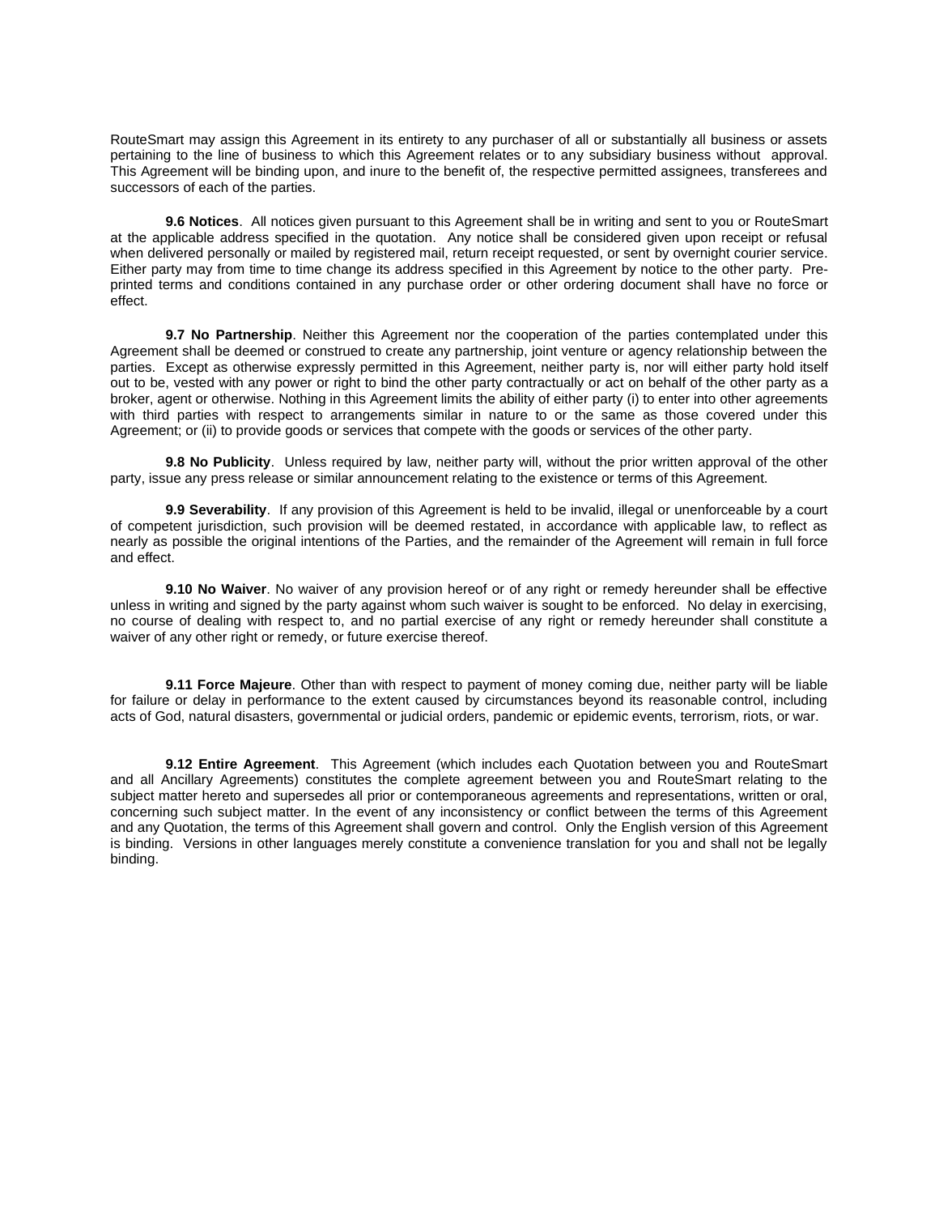RouteSmart may assign this Agreement in its entirety to any purchaser of all or substantially all business or assets pertaining to the line of business to which this Agreement relates or to any subsidiary business without approval. This Agreement will be binding upon, and inure to the benefit of, the respective permitted assignees, transferees and successors of each of the parties.

**9.6 Notices**. All notices given pursuant to this Agreement shall be in writing and sent to you or RouteSmart at the applicable address specified in the quotation. Any notice shall be considered given upon receipt or refusal when delivered personally or mailed by registered mail, return receipt requested, or sent by overnight courier service. Either party may from time to time change its address specified in this Agreement by notice to the other party. Pre-printed terms and conditions contained in any purchase order or other ordering document shall have no force or effect.

**9.7 No Partnership**. Neither this Agreement nor the cooperation of the parties contemplated under this Agreement shall be deemed or construed to create any partnership, joint venture or agency relationship between the parties. Except as otherwise expressly permitted in this Agreement, neither party is, nor will either party hold itself out to be, vested with any power or right to bind the other party contractually or act on behalf of the other party as a broker, agent or otherwise. Nothing in this Agreement limits the ability of either party (i) to enter into other agreements with third parties with respect to arrangements similar in nature to or the same as those covered under this Agreement; or (ii) to provide goods or services that compete with the goods or services of the other party.

**9.8 No Publicity**. Unless required by law, neither party will, without the prior written approval of the other party, issue any press release or similar announcement relating to the existence or terms of this Agreement.

**9.9 Severability**. If any provision of this Agreement is held to be invalid, illegal or unenforceable by a court of competent jurisdiction, such provision will be deemed restated, in accordance with applicable law, to reflect as nearly as possible the original intentions of the Parties, and the remainder of the Agreement will remain in full force and effect.

**9.10 No Waiver**. No waiver of any provision hereof or of any right or remedy hereunder shall be effective unless in writing and signed by the party against whom such waiver is sought to be enforced. No delay in exercising, no course of dealing with respect to, and no partial exercise of any right or remedy hereunder shall constitute a waiver of any other right or remedy, or future exercise thereof.

**9.11 Force Majeure**. Other than with respect to payment of money coming due, neither party will be liable for failure or delay in performance to the extent caused by circumstances beyond its reasonable control, including acts of God, natural disasters, governmental or judicial orders, pandemic or epidemic events, terrorism, riots, or war.

**9.12 Entire Agreement**. This Agreement (which includes each Quotation between you and RouteSmart and all Ancillary Agreements) constitutes the complete agreement between you and RouteSmart relating to the subject matter hereto and supersedes all prior or contemporaneous agreements and representations, written or oral, concerning such subject matter. In the event of any inconsistency or conflict between the terms of this Agreement and any Quotation, the terms of this Agreement shall govern and control. Only the English version of this Agreement is binding. Versions in other languages merely constitute a convenience translation for you and shall not be legally binding.